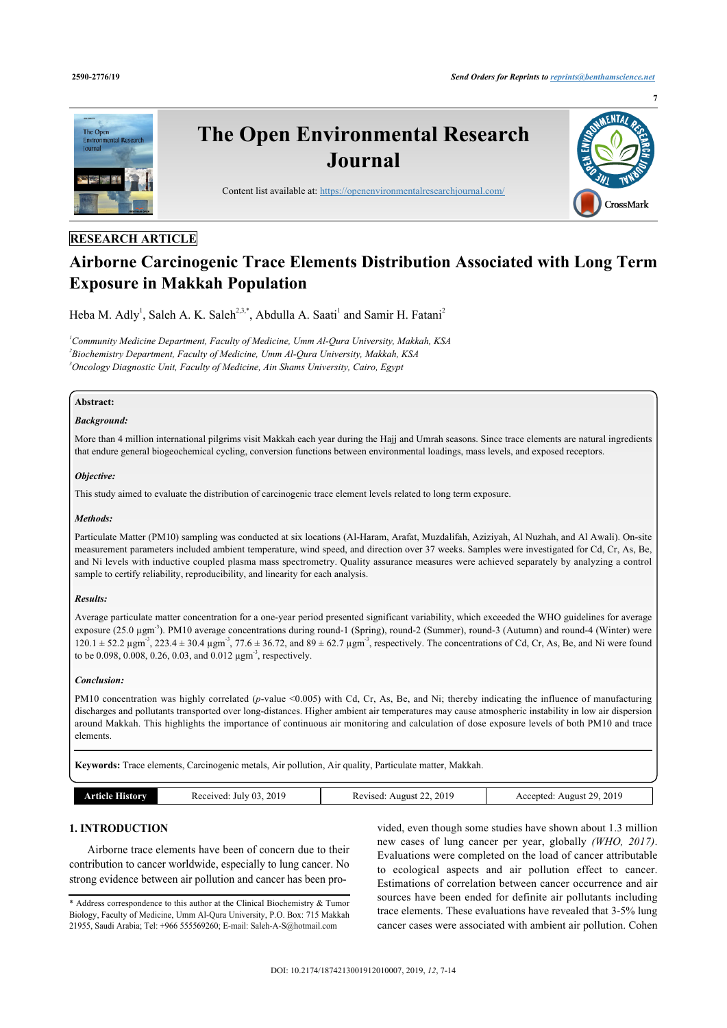RESEARCH ARTICLE

# Airborne Carcinogenic Trace Elements Distribution Associated with Long Term Exposure in Makkah Population

Heba M. Adly[1], Saleh A. K. Saleh[2,3,*], Abdulla A. Saati[1] and Samir H. Fatani[2]

[1]*Community Medicine Department, Faculty of Medicine, Umm Al-Qura University, Makkah, KSA*
[2]*Biochemistry Department, Faculty of Medicine, Umm Al-Qura University, Makkah, KSA*
[3]*Oncology Diagnostic Unit, Faculty of Medicine, Ain Shams University, Cairo, Egypt*

**Abstract:**

***Background:***

More than 4 million international pilgrims visit Makkah each year during the Hajj and Umrah seasons. Since trace elements are natural ingredients that endure general biogeochemical cycling, conversion functions between environmental loadings, mass levels, and exposed receptors.

***Objective:***

This study aimed to evaluate the distribution of carcinogenic trace element levels related to long term exposure.

***Methods:***

Particulate Matter (PM10) sampling was conducted at six locations (Al-Haram, Arafat, Muzdalifah, Aziziyah, Al Nuzhah, and Al Awali). On-site measurement parameters included ambient temperature, wind speed, and direction over 37 weeks. Samples were investigated for Cd, Cr, As, Be, and Ni levels with inductive coupled plasma mass spectrometry. Quality assurance measures were achieved separately by analyzing a control sample to certify reliability, reproducibility, and linearity for each analysis.

***Results:***

Average particulate matter concentration for a one-year period presented significant variability, which exceeded the WHO guidelines for average exposure (25.0 $\mu gm^{-3}$). PM10 average concentrations during round-1 (Spring), round-2 (Summer), round-3 (Autumn) and round-4 (Winter) were $120.1 \pm 52.2$ $\mu gm^{-3}$, $223.4 \pm 30.4$ $\mu gm^{-3}$, $77.6 \pm 36.72$, and $89 \pm 62.7$ $\mu gm^{-3}$, respectively. The concentrations of Cd, Cr, As, Be, and Ni were found to be 0.098, 0.008, 0.26, 0.03, and 0.012 $\mu gm^{-3}$, respectively.

***Conclusion:***

PM10 concentration was highly correlated (*p*-value <0.005) with Cd, Cr, As, Be, and Ni; thereby indicating the influence of manufacturing discharges and pollutants transported over long-distances. Higher ambient air temperatures may cause atmospheric instability in low air dispersion around Makkah. This highlights the importance of continuous air monitoring and calculation of dose exposure levels of both PM10 and trace elements.

**Keywords:** Trace elements, Carcinogenic metals, Air pollution, Air quality, Particulate matter, Makkah.

| Article History | Received: July 03, 2019 | Revised: August 22, 2019 | Accepted: August 29, 2019 |
|---|---|---|---|

## 1. INTRODUCTION

Airborne trace elements have been of concern due to their contribution to cancer worldwide, especially to lung cancer. No strong evidence between air pollution and cancer has been provided, even though some studies have shown about 1.3 million new cases of lung cancer per year, globally *(WHO, 2017)*. Evaluations were completed on the load of cancer attributable to ecological aspects and air pollution effect to cancer. Estimations of correlation between cancer occurrence and air sources have been ended for definite air pollutants including trace elements. These evaluations have revealed that 3-5% lung cancer cases were associated with ambient air pollution. Cohen

\* Address correspondence to this author at the Clinical Biochemistry & Tumor Biology, Faculty of Medicine, Umm Al-Qura University, P.O. Box: 715 Makkah 21955, Saudi Arabia; Tel: +966 555569260; E-mail: Saleh-A-S@hotmail.com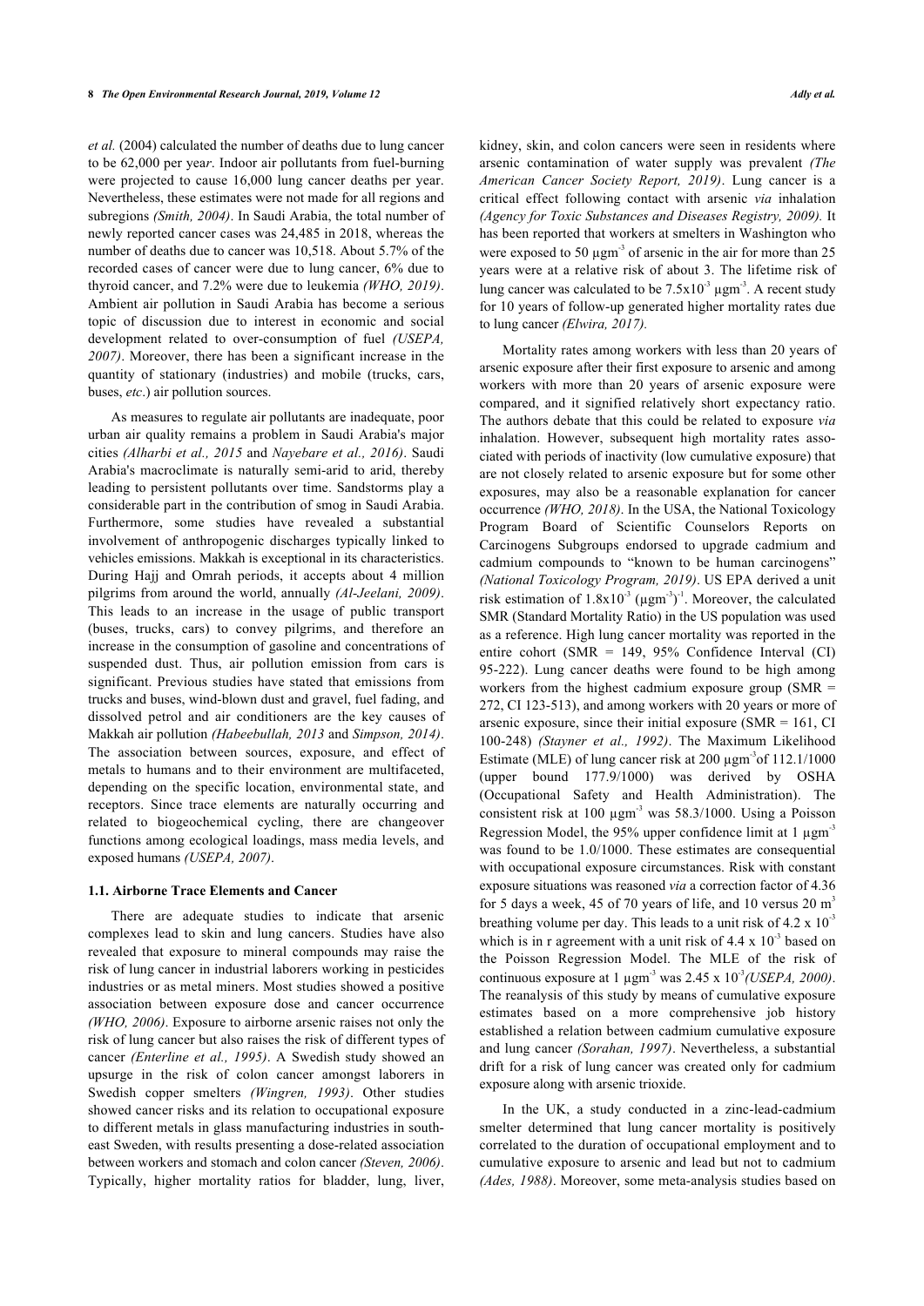*et al.* (2004) calculated the number of deaths due to lung cancer to be 62,000 per yea*r*. Indoor air pollutants from fuel-burning were projected to cause 16,000 lung cancer deaths per year. Nevertheless, these estimates were not made for all regions and subregions *(Smith, 2004)*. In Saudi Arabia, the total number of newly reported cancer cases was 24,485 in 2018, whereas the number of deaths due to cancer was 10,518. About 5.7% of the recorded cases of cancer were due to lung cancer, 6% due to thyroid cancer, and 7.2% were due to leukemia *(WHO, 2019)*. Ambient air pollution in Saudi Arabia has become a serious topic of discussion due to interest in economic and social development related to over-consumption of fuel *(USEPA, 2007)*. Moreover, there has been a significant increase in the quantity of stationary (industries) and mobile (trucks, cars, buses, *etc*.) air pollution sources.

As measures to regulate air pollutants are inadequate, poor urban air quality remains a problem in Saudi Arabia's major cities *(Alharbi et al., 2015* and *Nayebare et al., 2016)*. Saudi Arabia's macroclimate is naturally semi-arid to arid, thereby leading to persistent pollutants over time. Sandstorms play a considerable part in the contribution of smog in Saudi Arabia. Furthermore, some studies have revealed a substantial involvement of anthropogenic discharges typically linked to vehicles emissions. Makkah is exceptional in its characteristics. During Hajj and Omrah periods, it accepts about 4 million pilgrims from around the world, annually *(Al-Jeelani, 2009)*. This leads to an increase in the usage of public transport (buses, trucks, cars) to convey pilgrims, and therefore an increase in the consumption of gasoline and concentrations of suspended dust. Thus, air pollution emission from cars is significant. Previous studies have stated that emissions from trucks and buses, wind-blown dust and gravel, fuel fading, and dissolved petrol and air conditioners are the key causes of Makkah air pollution *(Habeebullah, 2013* and *Simpson, 2014)*. The association between sources, exposure, and effect of metals to humans and to their environment are multifaceted, depending on the specific location, environmental state, and receptors. Since trace elements are naturally occurring and related to biogeochemical cycling, there are changeover functions among ecological loadings, mass media levels, and exposed humans *(USEPA, 2007)*.

### 1.1. Airborne Trace Elements and Cancer

There are adequate studies to indicate that arsenic complexes lead to skin and lung cancers. Studies have also revealed that exposure to mineral compounds may raise the risk of lung cancer in industrial laborers working in pesticides industries or as metal miners. Most studies showed a positive association between exposure dose and cancer occurrence *(WHO, 2006)*. Exposure to airborne arsenic raises not only the risk of lung cancer but also raises the risk of different types of cancer *(Enterline et al., 1995)*. A Swedish study showed an upsurge in the risk of colon cancer amongst laborers in Swedish copper smelters *(Wingren, 1993)*. Other studies showed cancer risks and its relation to occupational exposure to different metals in glass manufacturing industries in south-east Sweden, with results presenting a dose-related association between workers and stomach and colon cancer *(Steven, 2006)*. Typically, higher mortality ratios for bladder, lung, liver, kidney, skin, and colon cancers were seen in residents where arsenic contamination of water supply was prevalent *(The American Cancer Society Report, 2019)*. Lung cancer is a critical effect following contact with arsenic *via* inhalation *(Agency for Toxic Substances and Diseases Registry, 2009).* It has been reported that workers at smelters in Washington who were exposed to 50 $\mu gm^{-3}$ of arsenic in the air for more than 25 years were at a relative risk of about 3. The lifetime risk of lung cancer was calculated to be $7.5 \times 10^{-3}$ $\mu gm^{-3}$. A recent study for 10 years of follow-up generated higher mortality rates due to lung cancer *(Elwira, 2017).*

Mortality rates among workers with less than 20 years of arsenic exposure after their first exposure to arsenic and among workers with more than 20 years of arsenic exposure were compared, and it signified relatively short expectancy ratio. The authors debate that this could be related to exposure *via* inhalation. However, subsequent high mortality rates associated with periods of inactivity (low cumulative exposure) that are not closely related to arsenic exposure but for some other exposures, may also be a reasonable explanation for cancer occurrence *(WHO, 2018)*. In the USA, the National Toxicology Program Board of Scientific Counselors Reports on Carcinogens Subgroups endorsed to upgrade cadmium and cadmium compounds to "known to be human carcinogens" *(National Toxicology Program, 2019)*. US EPA derived a unit risk estimation of $1.8 \times 10^{-3}$ $(\mu gm^{-3})^{-1}$. Moreover, the calculated SMR (Standard Mortality Ratio) in the US population was used as a reference. High lung cancer mortality was reported in the entire cohort (SMR = 149, 95% Confidence Interval (CI) 95-222). Lung cancer deaths were found to be high among workers from the highest cadmium exposure group (SMR = 272, CI 123-513), and among workers with 20 years or more of arsenic exposure, since their initial exposure (SMR = 161, CI 100-248) *(Stayner et al., 1992)*. The Maximum Likelihood Estimate (MLE) of lung cancer risk at 200 $\mu gm^{-3}$of 112.1/1000 (upper bound 177.9/1000) was derived by OSHA (Occupational Safety and Health Administration). The consistent risk at 100 $\mu gm^{-3}$ was 58.3/1000. Using a Poisson Regression Model, the 95% upper confidence limit at 1 $\mu gm^{-3}$ was found to be 1.0/1000. These estimates are consequential with occupational exposure circumstances. Risk with constant exposure situations was reasoned *via* a correction factor of 4.36 for 5 days a week, 45 of 70 years of life, and 10 versus 20 $m^3$ breathing volume per day. This leads to a unit risk of $4.2 \times 10^{-3}$ which is in r agreement with a unit risk of $4.4 \times 10^{-3}$ based on the Poisson Regression Model. The MLE of the risk of continuous exposure at 1 $\mu gm^{-3}$ was $2.45 \times 10^{-3}$*(USEPA, 2000)*. The reanalysis of this study by means of cumulative exposure estimates based on a more comprehensive job history established a relation between cadmium cumulative exposure and lung cancer *(Sorahan, 1997)*. Nevertheless, a substantial drift for a risk of lung cancer was created only for cadmium exposure along with arsenic trioxide.

In the UK, a study conducted in a zinc-lead-cadmium smelter determined that lung cancer mortality is positively correlated to the duration of occupational employment and to cumulative exposure to arsenic and lead but not to cadmium *(Ades, 1988)*. Moreover, some meta-analysis studies based on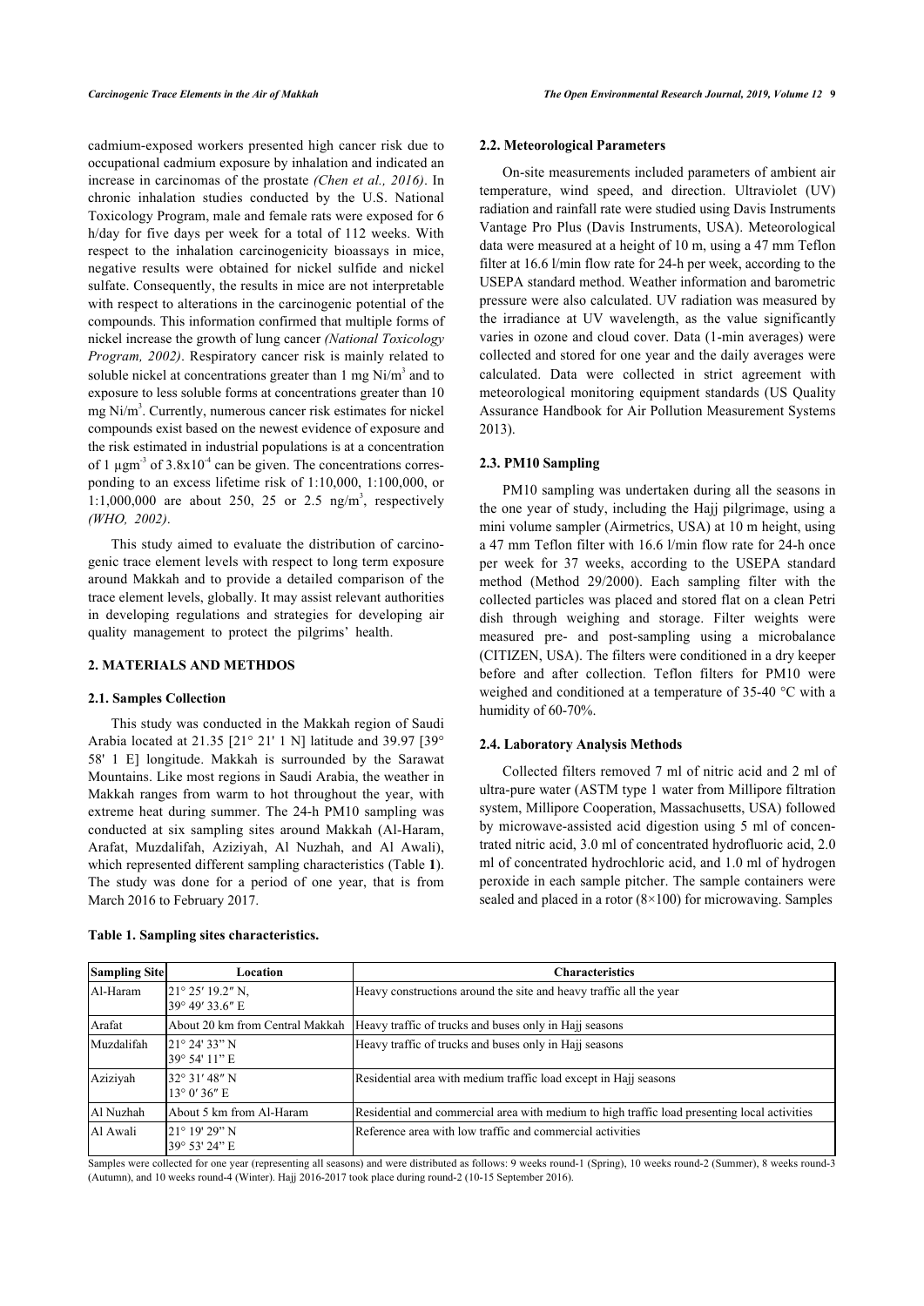cadmium-exposed workers presented high cancer risk due to occupational cadmium exposure by inhalation and indicated an increase in carcinomas of the prostate *(Chen et al., 2016)*. In chronic inhalation studies conducted by the U.S. National Toxicology Program, male and female rats were exposed for 6 h/day for five days per week for a total of 112 weeks. With respect to the inhalation carcinogenicity bioassays in mice, negative results were obtained for nickel sulfide and nickel sulfate. Consequently, the results in mice are not interpretable with respect to alterations in the carcinogenic potential of the compounds. This information confirmed that multiple forms of nickel increase the growth of lung cancer *(National Toxicology Program, 2002)*. Respiratory cancer risk is mainly related to soluble nickel at concentrations greater than 1 mg Ni/m$^3$ and to exposure to less soluble forms at concentrations greater than 10 mg Ni/m$^3$. Currently, numerous cancer risk estimates for nickel compounds exist based on the newest evidence of exposure and the risk estimated in industrial populations is at a concentration of 1 µgm$^{-3}$ of $3.8x10^{-4}$ can be given. The concentrations corresponding to an excess lifetime risk of 1:10,000, 1:100,000, or 1:1,000,000 are about 250, 25 or 2.5 ng/m$^3$, respectively *(WHO, 2002)*.

This study aimed to evaluate the distribution of carcinogenic trace element levels with respect to long term exposure around Makkah and to provide a detailed comparison of the trace element levels, globally. It may assist relevant authorities in developing regulations and strategies for developing air quality management to protect the pilgrims' health.

## 2. MATERIALS AND METHDOS

### 2.1. Samples Collection

This study was conducted in the Makkah region of Saudi Arabia located at 21.35 [21° 21' 1 N] latitude and 39.97 [39° 58' 1 E] longitude. Makkah is surrounded by the Sarawat Mountains. Like most regions in Saudi Arabia, the weather in Makkah ranges from warm to hot throughout the year, with extreme heat during summer. The 24-h PM10 sampling was conducted at six sampling sites around Makkah (Al-Haram, Arafat, Muzdalifah, Aziziyah, Al Nuzhah, and Al Awali), which represented different sampling characteristics (Table **1**). The study was done for a period of one year, that is from March 2016 to February 2017.

### 2.2. Meteorological Parameters

On-site measurements included parameters of ambient air temperature, wind speed, and direction. Ultraviolet (UV) radiation and rainfall rate were studied using Davis Instruments Vantage Pro Plus (Davis Instruments, USA). Meteorological data were measured at a height of 10 m, using a 47 mm Teflon filter at 16.6 l/min flow rate for 24-h per week, according to the USEPA standard method. Weather information and barometric pressure were also calculated. UV radiation was measured by the irradiance at UV wavelength, as the value significantly varies in ozone and cloud cover. Data (1-min averages) were collected and stored for one year and the daily averages were calculated. Data were collected in strict agreement with meteorological monitoring equipment standards (US Quality Assurance Handbook for Air Pollution Measurement Systems 2013).

### 2.3. PM10 Sampling

PM10 sampling was undertaken during all the seasons in the one year of study, including the Hajj pilgrimage, using a mini volume sampler (Airmetrics, USA) at 10 m height, using a 47 mm Teflon filter with 16.6 l/min flow rate for 24-h once per week for 37 weeks, according to the USEPA standard method (Method 29/2000). Each sampling filter with the collected particles was placed and stored flat on a clean Petri dish through weighing and storage. Filter weights were measured pre- and post-sampling using a microbalance (CITIZEN, USA). The filters were conditioned in a dry keeper before and after collection. Teflon filters for PM10 were weighed and conditioned at a temperature of 35-40 °C with a humidity of 60-70%.

### 2.4. Laboratory Analysis Methods

Collected filters removed 7 ml of nitric acid and 2 ml of ultra-pure water (ASTM type 1 water from Millipore filtration system, Millipore Cooperation, Massachusetts, USA) followed by microwave-assisted acid digestion using 5 ml of concentrated nitric acid, 3.0 ml of concentrated hydrofluoric acid, 2.0 ml of concentrated hydrochloric acid, and 1.0 ml of hydrogen peroxide in each sample pitcher. The sample containers were sealed and placed in a rotor (8×100) for microwaving. Samples

**Table 1. Sampling sites characteristics.**

| Sampling Site | Location | Characteristics |
|---|---|---|
| Al-Haram | 21° 25′ 19.2″ N, 39° 49′ 33.6″ E | Heavy constructions around the site and heavy traffic all the year |
| Arafat | About 20 km from Central Makkah | Heavy traffic of trucks and buses only in Hajj seasons |
| Muzdalifah | 21° 24' 33" N 39° 54' 11" E | Heavy traffic of trucks and buses only in Hajj seasons |
| Aziziyah | 32° 31′ 48″ N 13° 0′ 36″ E | Residential area with medium traffic load except in Hajj seasons |
| Al Nuzhah | About 5 km from Al-Haram | Residential and commercial area with medium to high traffic load presenting local activities |
| Al Awali | 21° 19' 29" N 39° 53' 24" E | Reference area with low traffic and commercial activities |

Samples were collected for one year (representing all seasons) and were distributed as follows: 9 weeks round-1 (Spring), 10 weeks round-2 (Summer), 8 weeks round-3 (Autumn), and 10 weeks round-4 (Winter). Hajj 2016-2017 took place during round-2 (10-15 September 2016).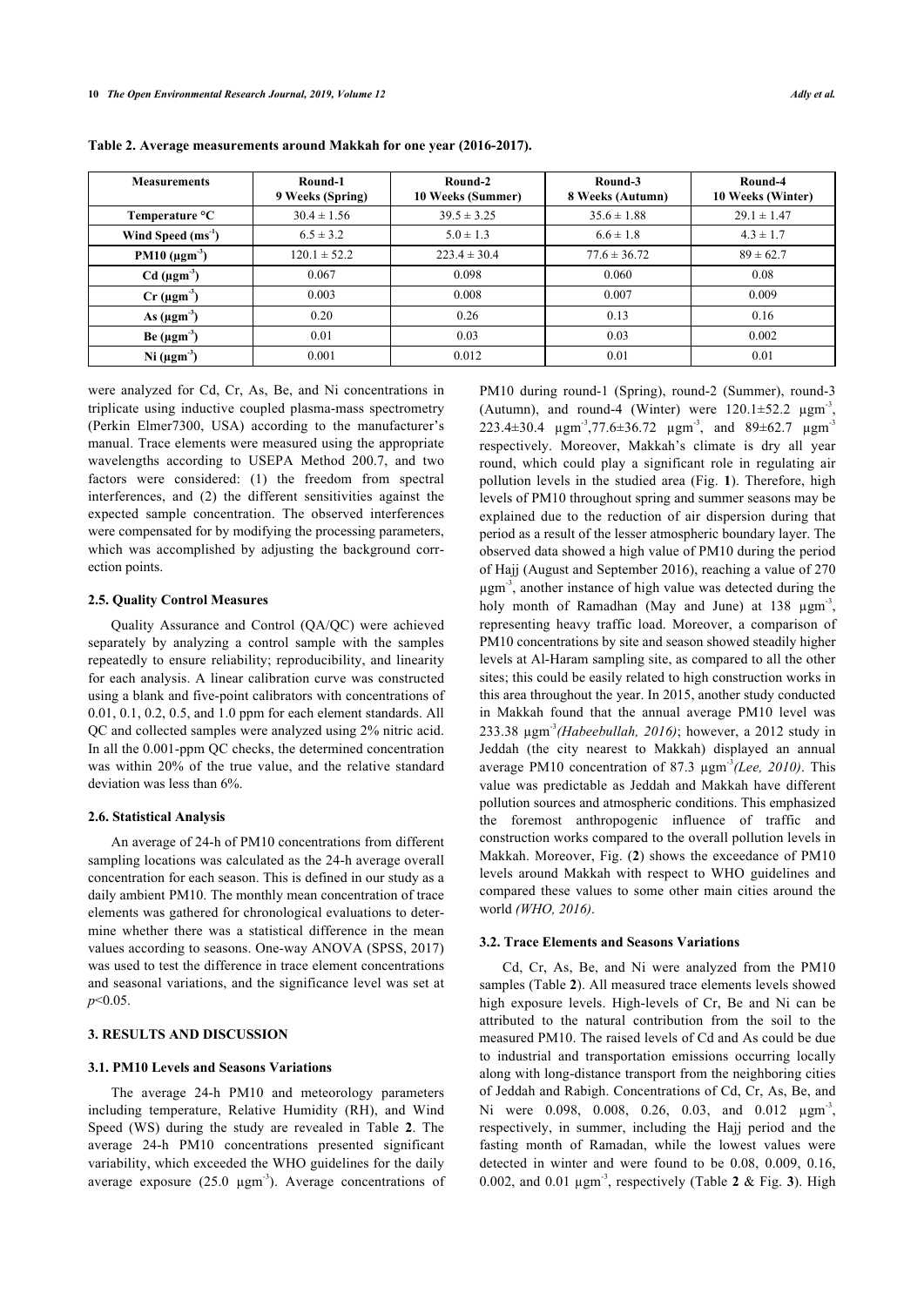**Table 2. Average measurements around Makkah for one year (2016-2017).**

| Measurements | Round-1 9 Weeks (Spring) | Round-2 10 Weeks (Summer) | Round-3 8 Weeks (Autumn) | Round-4 10 Weeks (Winter) |
|---|---|---|---|---|
| Temperature °C | 30.4 ± 1.56 | 39.5 ± 3.25 | 35.6 ± 1.88 | 29.1 ± 1.47 |
| Wind Speed ($ms^{-1}$) | 6.5 ± 3.2 | 5.0 ± 1.3 | 6.6 ± 1.8 | 4.3 ± 1.7 |
| PM10 ($\mu gm^{-3}$) | 120.1 ± 52.2 | 223.4 ± 30.4 | 77.6 ± 36.72 | 89 ± 62.7 |
| Cd ($\mu gm^{-3}$) | 0.067 | 0.098 | 0.060 | 0.08 |
| Cr ($\mu gm^{-3}$) | 0.003 | 0.008 | 0.007 | 0.009 |
| As ($\mu gm^{-3}$) | 0.20 | 0.26 | 0.13 | 0.16 |
| Be ($\mu gm^{-3}$) | 0.01 | 0.03 | 0.03 | 0.002 |
| Ni ($\mu gm^{-3}$) | 0.001 | 0.012 | 0.01 | 0.01 |

were analyzed for Cd, Cr, As, Be, and Ni concentrations in triplicate using inductive coupled plasma-mass spectrometry (Perkin Elmer7300, USA) according to the manufacturer's manual. Trace elements were measured using the appropriate wavelengths according to USEPA Method 200.7, and two factors were considered: (1) the freedom from spectral interferences, and (2) the different sensitivities against the expected sample concentration. The observed interferences were compensated for by modifying the processing parameters, which was accomplished by adjusting the background correction points.

### 2.5. Quality Control Measures

Quality Assurance and Control (QA/QC) were achieved separately by analyzing a control sample with the samples repeatedly to ensure reliability; reproducibility, and linearity for each analysis. A linear calibration curve was constructed using a blank and five-point calibrators with concentrations of 0.01, 0.1, 0.2, 0.5, and 1.0 ppm for each element standards. All QC and collected samples were analyzed using 2% nitric acid. In all the 0.001-ppm QC checks, the determined concentration was within 20% of the true value, and the relative standard deviation was less than 6%.

### 2.6. Statistical Analysis

An average of 24-h of PM10 concentrations from different sampling locations was calculated as the 24-h average overall concentration for each season. This is defined in our study as a daily ambient PM10. The monthly mean concentration of trace elements was gathered for chronological evaluations to determine whether there was a statistical difference in the mean values according to seasons. One-way ANOVA (SPSS, 2017) was used to test the difference in trace element concentrations and seasonal variations, and the significance level was set at $p<0.05$.

## 3. RESULTS AND DISCUSSION

### 3.1. PM10 Levels and Seasons Variations

The average 24-h PM10 and meteorology parameters including temperature, Relative Humidity (RH), and Wind Speed (WS) during the study are revealed in Table **2**. The average 24-h PM10 concentrations presented significant variability, which exceeded the WHO guidelines for the daily average exposure (25.0 $\mu gm^{-3}$). Average concentrations of PM10 during round-1 (Spring), round-2 (Summer), round-3 (Autumn), and round-4 (Winter) were 120.1±52.2 $\mu gm^{-3}$, 223.4±30.4 $\mu gm^{-3}$, 77.6±36.72 $\mu gm^{-3}$, and 89±62.7 $\mu gm^{-3}$ respectively. Moreover, Makkah's climate is dry all year round, which could play a significant role in regulating air pollution levels in the studied area (Fig. **1**). Therefore, high levels of PM10 throughout spring and summer seasons may be explained due to the reduction of air dispersion during that period as a result of the lesser atmospheric boundary layer. The observed data showed a high value of PM10 during the period of Hajj (August and September 2016), reaching a value of 270 $\mu gm^{-3}$, another instance of high value was detected during the holy month of Ramadhan (May and June) at 138 $\mu gm^{-3}$, representing heavy traffic load. Moreover, a comparison of PM10 concentrations by site and season showed steadily higher levels at Al-Haram sampling site, as compared to all the other sites; this could be easily related to high construction works in this area throughout the year. In 2015, another study conducted in Makkah found that the annual average PM10 level was 233.38 $\mu gm^{-3}$ *(Habeebullah, 2016)*; however, a 2012 study in Jeddah (the city nearest to Makkah) displayed an annual average PM10 concentration of 87.3 $\mu gm^{-3}$ *(Lee, 2010)*. This value was predictable as Jeddah and Makkah have different pollution sources and atmospheric conditions. This emphasized the foremost anthropogenic influence of traffic and construction works compared to the overall pollution levels in Makkah. Moreover, Fig. (**2**) shows the exceedance of PM10 levels around Makkah with respect to WHO guidelines and compared these values to some other main cities around the world *(WHO, 2016)*.

### 3.2. Trace Elements and Seasons Variations

Cd, Cr, As, Be, and Ni were analyzed from the PM10 samples (Table **2**). All measured trace elements levels showed high exposure levels. High-levels of Cr, Be and Ni can be attributed to the natural contribution from the soil to the measured PM10. The raised levels of Cd and As could be due to industrial and transportation emissions occurring locally along with long-distance transport from the neighboring cities of Jeddah and Rabigh. Concentrations of Cd, Cr, As, Be, and Ni were 0.098, 0.008, 0.26, 0.03, and 0.012 $\mu gm^{-3}$, respectively, in summer, including the Hajj period and the fasting month of Ramadan, while the lowest values were detected in winter and were found to be 0.08, 0.009, 0.16, 0.002, and 0.01 $\mu gm^{-3}$, respectively (Table **2** & Fig. **3**). High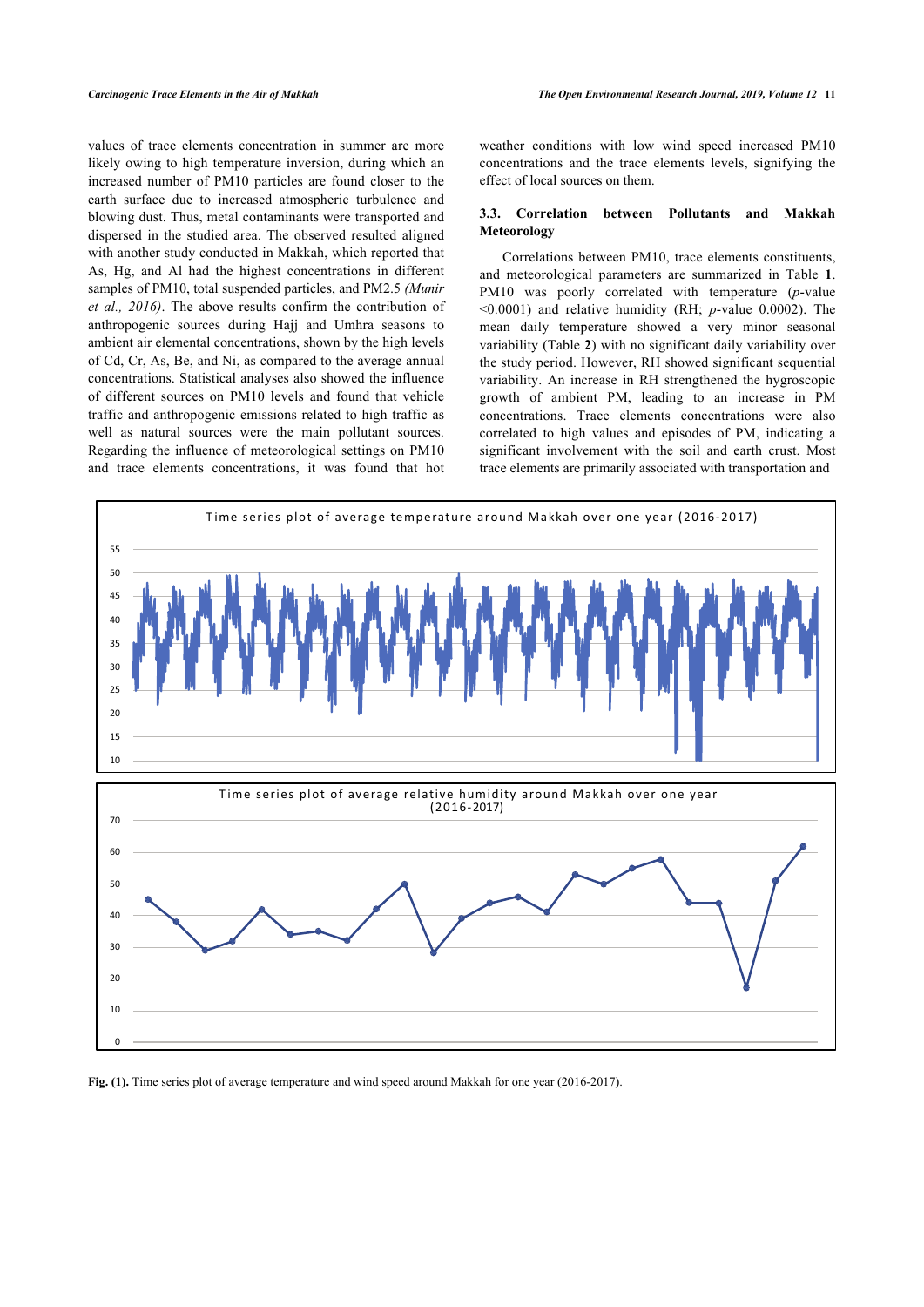values of trace elements concentration in summer are more likely owing to high temperature inversion, during which an increased number of PM10 particles are found closer to the earth surface due to increased atmospheric turbulence and blowing dust. Thus, metal contaminants were transported and dispersed in the studied area. The observed resulted aligned with another study conducted in Makkah, which reported that As, Hg, and Al had the highest concentrations in different samples of PM10, total suspended particles, and PM2.5 *(Munir et al., 2016)*. The above results confirm the contribution of anthropogenic sources during Hajj and Umhra seasons to ambient air elemental concentrations, shown by the high levels of Cd, Cr, As, Be, and Ni, as compared to the average annual concentrations. Statistical analyses also showed the influence of different sources on PM10 levels and found that vehicle traffic and anthropogenic emissions related to high traffic as well as natural sources were the main pollutant sources. Regarding the influence of meteorological settings on PM10 and trace elements concentrations, it was found that hot weather conditions with low wind speed increased PM10 concentrations and the trace elements levels, signifying the effect of local sources on them.

### 3.3. Correlation between Pollutants and Makkah Meteorology

Correlations between PM10, trace elements constituents, and meteorological parameters are summarized in Table **1**. PM10 was poorly correlated with temperature ($p$-value <0.0001) and relative humidity (RH; $p$-value 0.0002). The mean daily temperature showed a very minor seasonal variability (Table **2**) with no significant daily variability over the study period. However, RH showed significant sequential variability. An increase in RH strengthened the hygroscopic growth of ambient PM, leading to an increase in PM concentrations. Trace elements concentrations were also correlated to high values and episodes of PM, indicating a significant involvement with the soil and earth crust. Most trace elements are primarily associated with transportation and

**Fig. (1).** Time series plot of average temperature and wind speed around Makkah for one year (2016-2017).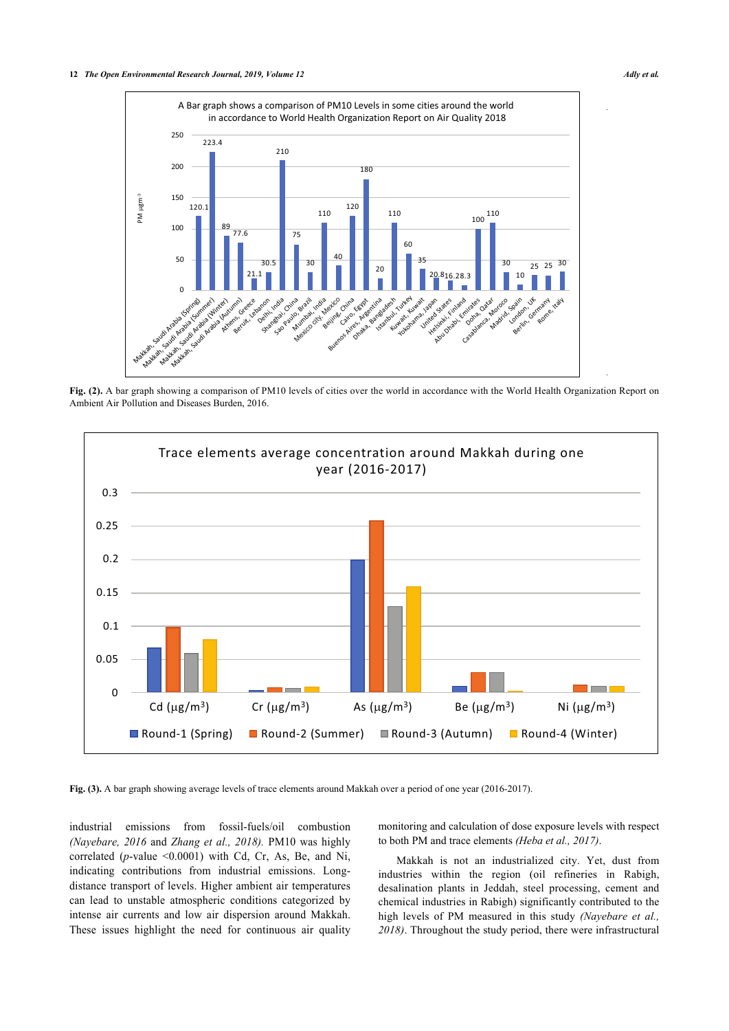Fig. (2). A bar graph showing a comparison of PM10 levels of cities over the world in accordance with the World Health Organization Report on Ambient Air Pollution and Diseases Burden, 2016.

Fig. (3). A bar graph showing average levels of trace elements around Makkah over a period of one year (2016-2017).

industrial emissions from fossil-fuels/oil combustion *(Nayebare, 2016* and *Zhang et al., 2018).* PM10 was highly correlated (*p*-value <0.0001) with Cd, Cr, As, Be, and Ni, indicating contributions from industrial emissions. Long-distance transport of levels. Higher ambient air temperatures can lead to unstable atmospheric conditions categorized by intense air currents and low air dispersion around Makkah. These issues highlight the need for continuous air quality monitoring and calculation of dose exposure levels with respect to both PM and trace elements *(Heba et al., 2017)*.

Makkah is not an industrialized city. Yet, dust from industries within the region (oil refineries in Rabigh, desalination plants in Jeddah, steel processing, cement and chemical industries in Rabigh) significantly contributed to the high levels of PM measured in this study *(Nayebare et al., 2018)*. Throughout the study period, there were infrastructural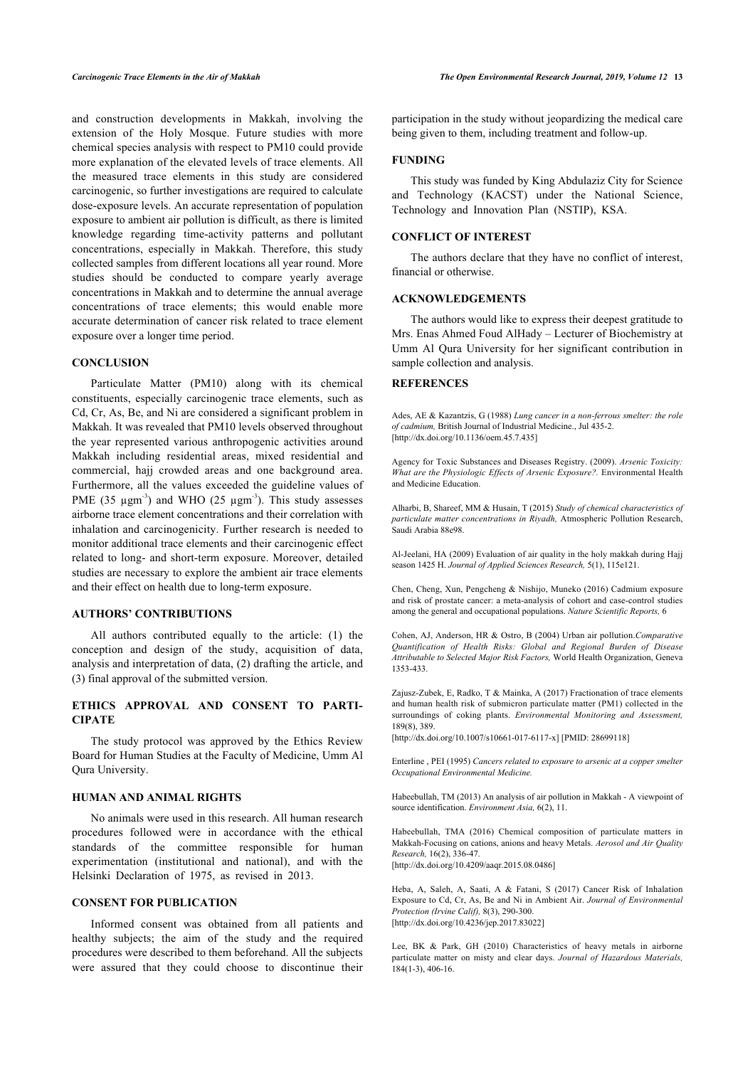and construction developments in Makkah, involving the extension of the Holy Mosque. Future studies with more chemical species analysis with respect to PM10 could provide more explanation of the elevated levels of trace elements. All the measured trace elements in this study are considered carcinogenic, so further investigations are required to calculate dose-exposure levels. An accurate representation of population exposure to ambient air pollution is difficult, as there is limited knowledge regarding time-activity patterns and pollutant concentrations, especially in Makkah. Therefore, this study collected samples from different locations all year round. More studies should be conducted to compare yearly average concentrations in Makkah and to determine the annual average concentrations of trace elements; this would enable more accurate determination of cancer risk related to trace element exposure over a longer time period.

## CONCLUSION

Particulate Matter (PM10) along with its chemical constituents, especially carcinogenic trace elements, such as Cd, Cr, As, Be, and Ni are considered a significant problem in Makkah. It was revealed that PM10 levels observed throughout the year represented various anthropogenic activities around Makkah including residential areas, mixed residential and commercial, hajj crowded areas and one background area. Furthermore, all the values exceeded the guideline values of PME (35 $\mu gm^{-3}$) and WHO (25 $\mu gm^{-3}$). This study assesses airborne trace element concentrations and their correlation with inhalation and carcinogenicity. Further research is needed to monitor additional trace elements and their carcinogenic effect related to long- and short-term exposure. Moreover, detailed studies are necessary to explore the ambient air trace elements and their effect on health due to long-term exposure.

## AUTHORS' CONTRIBUTIONS

All authors contributed equally to the article: (1) the conception and design of the study, acquisition of data, analysis and interpretation of data, (2) drafting the article, and (3) final approval of the submitted version.

## ETHICS APPROVAL AND CONSENT TO PARTICIPATE

The study protocol was approved by the Ethics Review Board for Human Studies at the Faculty of Medicine, Umm Al Qura University.

## HUMAN AND ANIMAL RIGHTS

No animals were used in this research. All human research procedures followed were in accordance with the ethical standards of the committee responsible for human experimentation (institutional and national), and with the Helsinki Declaration of 1975, as revised in 2013.

## CONSENT FOR PUBLICATION

Informed consent was obtained from all patients and healthy subjects; the aim of the study and the required procedures were described to them beforehand. All the subjects were assured that they could choose to discontinue their participation in the study without jeopardizing the medical care being given to them, including treatment and follow-up.

## FUNDING

This study was funded by King Abdulaziz City for Science and Technology (KACST) under the National Science, Technology and Innovation Plan (NSTIP), KSA.

## CONFLICT OF INTEREST

The authors declare that they have no conflict of interest, financial or otherwise.

## ACKNOWLEDGEMENTS

The authors would like to express their deepest gratitude to Mrs. Enas Ahmed Foud AlHady – Lecturer of Biochemistry at Umm Al Qura University for her significant contribution in sample collection and analysis.

## REFERENCES

Ades, AE & Kazantzis, G (1988) *Lung cancer in a non-ferrous smelter: the role of cadmium,* British Journal of Industrial Medicine., Jul 435-2. [http://dx.doi.org/10.1136/oem.45.7.435]

Agency for Toxic Substances and Diseases Registry. (2009). *Arsenic Toxicity: What are the Physiologic Effects of Arsenic Exposure?.* Environmental Health and Medicine Education.

Alharbi, B, Shareef, MM & Husain, T (2015) *Study of chemical characteristics of particulate matter concentrations in Riyadh,* Atmospheric Pollution Research, Saudi Arabia 88e98.

Al-Jeelani, HA (2009) Evaluation of air quality in the holy makkah during Hajj season 1425 H. *Journal of Applied Sciences Research,* 5(1), 115e121.

Chen, Cheng, Xun, Pengcheng & Nishijo, Muneko (2016) Cadmium exposure and risk of prostate cancer: a meta-analysis of cohort and case-control studies among the general and occupational populations. *Nature Scientific Reports,* 6

Cohen, AJ, Anderson, HR & Ostro, B (2004) Urban air pollution.*Comparative Quantification of Health Risks: Global and Regional Burden of Disease Attributable to Selected Major Risk Factors,* World Health Organization, Geneva 1353-433.

Zajusz-Zubek, E, Radko, T & Mainka, A (2017) Fractionation of trace elements and human health risk of submicron particulate matter (PM1) collected in the surroundings of coking plants. *Environmental Monitoring and Assessment,* 189(8), 389. [http://dx.doi.org/10.1007/s10661-017-6117-x] [PMID: 28699118]

Enterline , PEI (1995) *Cancers related to exposure to arsenic at a copper smelter Occupational Environmental Medicine.*

Habeebullah, TM (2013) An analysis of air pollution in Makkah - A viewpoint of source identification. *Environment Asia,* 6(2), 11.

Habeebullah, TMA (2016) Chemical composition of particulate matters in Makkah-Focusing on cations, anions and heavy Metals. *Aerosol and Air Quality Research,* 16(2), 336-47. [http://dx.doi.org/10.4209/aaqr.2015.08.0486]

Heba, A, Saleh, A, Saati, A & Fatani, S (2017) Cancer Risk of Inhalation Exposure to Cd, Cr, As, Be and Ni in Ambient Air. *Journal of Environmental Protection (Irvine Calif),* 8(3), 290-300. [http://dx.doi.org/10.4236/jep.2017.83022]

Lee, BK & Park, GH (2010) Characteristics of heavy metals in airborne particulate matter on misty and clear days. *Journal of Hazardous Materials,* 184(1-3), 406-16.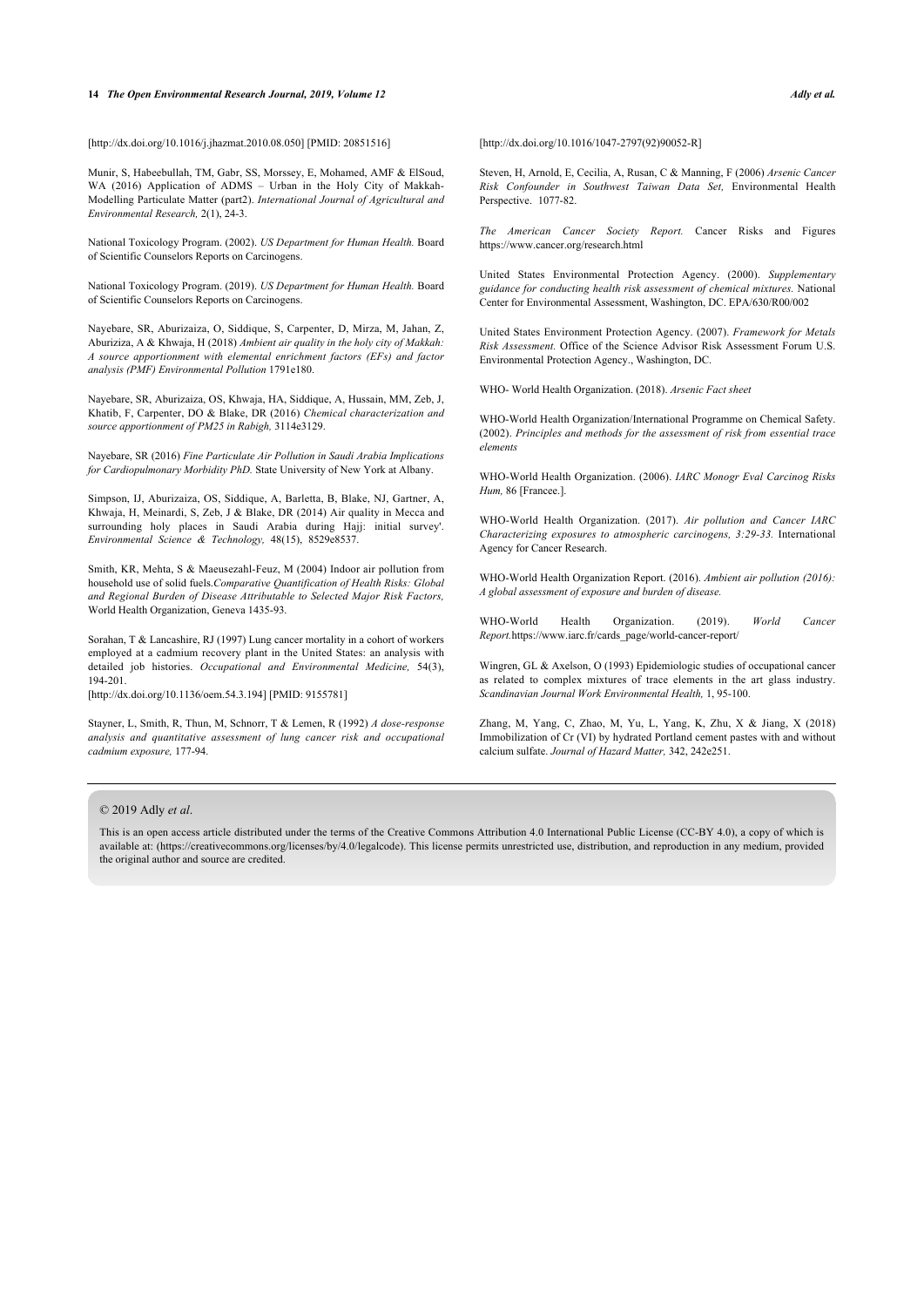[http://dx.doi.org/10.1016/j.jhazmat.2010.08.050] [PMID: 20851516]

Munir, S, Habeebullah, TM, Gabr, SS, Morssey, E, Mohamed, AMF & ElSoud, WA (2016) Application of ADMS – Urban in the Holy City of Makkah-Modelling Particulate Matter (part2). *International Journal of Agricultural and Environmental Research,* 2(1), 24-3.

National Toxicology Program. (2002). *US Department for Human Health.* Board of Scientific Counselors Reports on Carcinogens.

National Toxicology Program. (2019). *US Department for Human Health.* Board of Scientific Counselors Reports on Carcinogens.

Nayebare, SR, Aburizaiza, O, Siddique, S, Carpenter, D, Mirza, M, Jahan, Z, Aburiziza, A & Khwaja, H (2018) *Ambient air quality in the holy city of Makkah: A source apportionment with elemental enrichment factors (EFs) and factor analysis (PMF) Environmental Pollution* 1791e180.

Nayebare, SR, Aburizaiza, OS, Khwaja, HA, Siddique, A, Hussain, MM, Zeb, J, Khatib, F, Carpenter, DO & Blake, DR (2016) *Chemical characterization and source apportionment of PM25 in Rabigh,* 3114e3129.

Nayebare, SR (2016) *Fine Particulate Air Pollution in Saudi Arabia Implications for Cardiopulmonary Morbidity PhD.* State University of New York at Albany.

Simpson, IJ, Aburizaiza, OS, Siddique, A, Barletta, B, Blake, NJ, Gartner, A, Khwaja, H, Meinardi, S, Zeb, J & Blake, DR (2014) Air quality in Mecca and surrounding holy places in Saudi Arabia during Hajj: initial survey'. *Environmental Science & Technology,* 48(15), 8529e8537.

Smith, KR, Mehta, S & Maeusezahl-Feuz, M (2004) Indoor air pollution from household use of solid fuels.*Comparative Quantification of Health Risks: Global and Regional Burden of Disease Attributable to Selected Major Risk Factors,* World Health Organization, Geneva 1435-93.

Sorahan, T & Lancashire, RJ (1997) Lung cancer mortality in a cohort of workers employed at a cadmium recovery plant in the United States: an analysis with detailed job histories. *Occupational and Environmental Medicine,* 54(3), 194-201.
[http://dx.doi.org/10.1136/oem.54.3.194] [PMID: 9155781]

Stayner, L, Smith, R, Thun, M, Schnorr, T & Lemen, R (1992) *A dose-response analysis and quantitative assessment of lung cancer risk and occupational cadmium exposure,* 177-94.
[http://dx.doi.org/10.1016/1047-2797(92)90052-R]

Steven, H, Arnold, E, Cecilia, A, Rusan, C & Manning, F (2006) *Arsenic Cancer Risk Confounder in Southwest Taiwan Data Set,* Environmental Health Perspective. 1077-82.

*The American Cancer Society Report.* Cancer Risks and Figures https://www.cancer.org/research.html

United States Environmental Protection Agency. (2000). *Supplementary guidance for conducting health risk assessment of chemical mixtures.* National Center for Environmental Assessment, Washington, DC. EPA/630/R00/002

United States Environment Protection Agency. (2007). *Framework for Metals Risk Assessment.* Office of the Science Advisor Risk Assessment Forum U.S. Environmental Protection Agency., Washington, DC.

WHO- World Health Organization. (2018). *Arsenic Fact sheet*

WHO-World Health Organization/International Programme on Chemical Safety. (2002). *Principles and methods for the assessment of risk from essential trace elements*

WHO-World Health Organization. (2006). *IARC Monogr Eval Carcinog Risks Hum,* 86 [Francee.].

WHO-World Health Organization. (2017). *Air pollution and Cancer IARC Characterizing exposures to atmospheric carcinogens, 3:29-33.* International Agency for Cancer Research.

WHO-World Health Organization Report. (2016). *Ambient air pollution (2016): A global assessment of exposure and burden of disease.*

WHO-World Health Organization. (2019). *World Cancer Report.*https://www.iarc.fr/cards_page/world-cancer-report/

Wingren, GL & Axelson, O (1993) Epidemiologic studies of occupational cancer as related to complex mixtures of trace elements in the art glass industry. *Scandinavian Journal Work Environmental Health,* 1, 95-100.

Zhang, M, Yang, C, Zhao, M, Yu, L, Yang, K, Zhu, X & Jiang, X (2018) Immobilization of Cr (VI) by hydrated Portland cement pastes with and without calcium sulfate. *Journal of Hazard Matter,* 342, 242e251.

© 2019 Adly *et al*.

This is an open access article distributed under the terms of the Creative Commons Attribution 4.0 International Public License (CC-BY 4.0), a copy of which is available at: (https://creativecommons.org/licenses/by/4.0/legalcode). This license permits unrestricted use, distribution, and reproduction in any medium, provided the original author and source are credited.